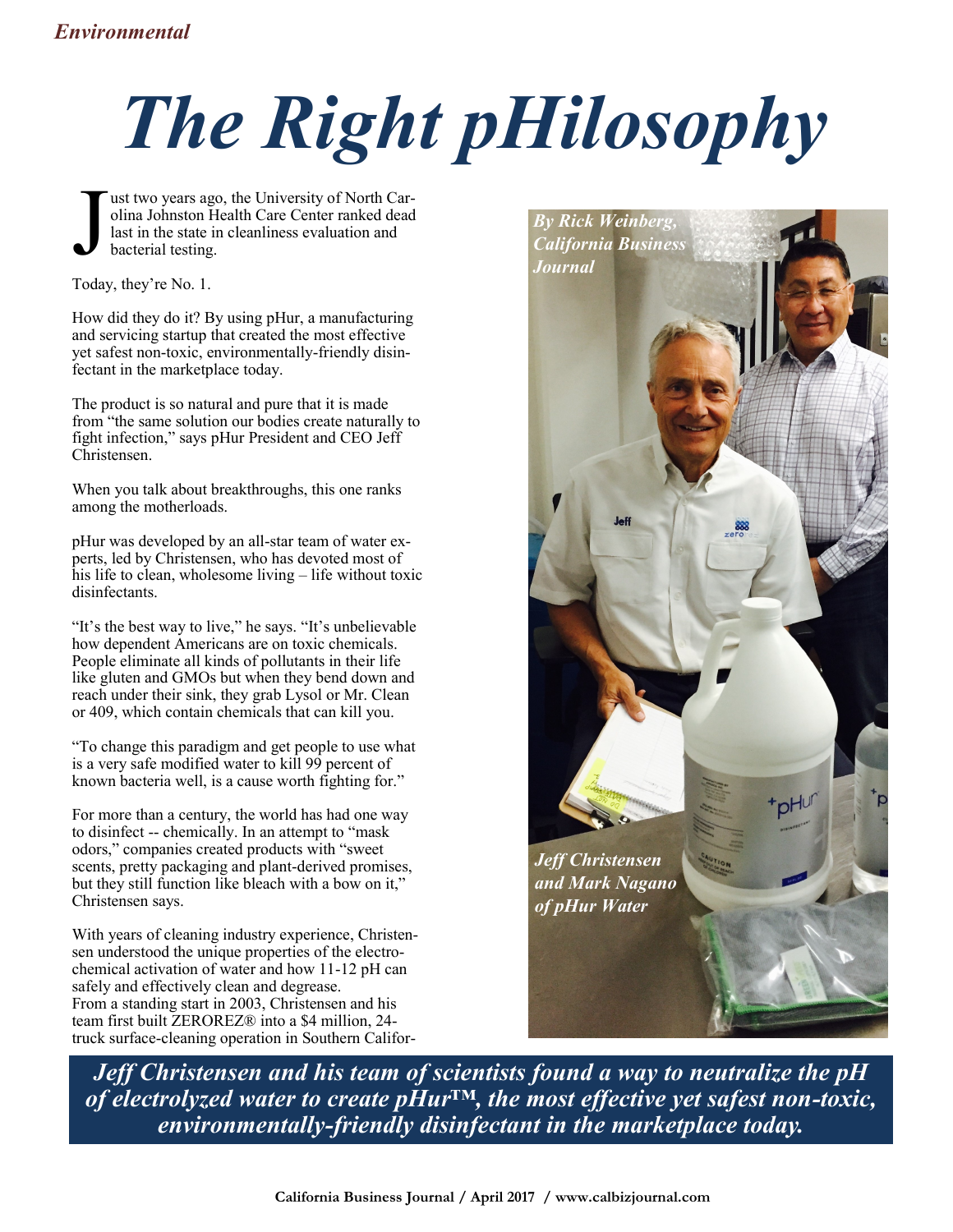*Environmental*

# *The Right pHilosophy*

*By Rick Weinberg, California Business Journal*

Just two years ago, the University of North Carolina Johnston Health Care Center ranked dead last in the state in cleanliness evaluation and bacterial testing.

Today, they're No. 1.

How did they do it? By using pHur, a manufacturing and servicing startup that created the most effective yet safest non-toxic, environmentally-friendly disinfectant in the marketplace today.

The product is so natural and pure that it is made from "the same solution our bodies create naturally to fight infection," says pHur President and CEO Jeff Christensen.

When you talk about breakthroughs, this one ranks among the motherloads.

pHur was developed by an all-star team of water experts, led by Christensen, who has devoted most of his life to clean, wholesome living – life without toxic disinfectants.

"It's the best way to live," he says. "It's unbelievable how dependent Americans are on toxic chemicals. People eliminate all kinds of pollutants in their life like gluten and GMOs but when they bend down and reach under their sink, they grab Lysol or Mr. Clean or 409, which contain chemicals that can kill you.

"To change this paradigm and get people to use what is a very safe modified water to kill 99 percent of known bacteria well, is a cause worth fighting for."

For more than a century, the world has had one way to disinfect -- chemically. In an attempt to "mask odors," companies created products with "sweet scents, pretty packaging and plant-derived promises, but they still function like bleach with a bow on it," Christensen says.

With years of cleaning industry experience, Christensen understood the unique properties of the electrochemical activation of water and how 11-12 pH can safely and effectively clean and degrease.
From a standing start in 2003, Christensen and his team first built ZEROREZ® into a $4 million, 24-truck surface-cleaning operation in Southern Califor-

*Jeff Christensen and Mark Nagano of pHur Water*

***Jeff Christensen and his team of scientists found a way to neutralize the pH of electrolyzed water to create pHur™, the most effective yet safest non-toxic, environmentally-friendly disinfectant in the marketplace today.***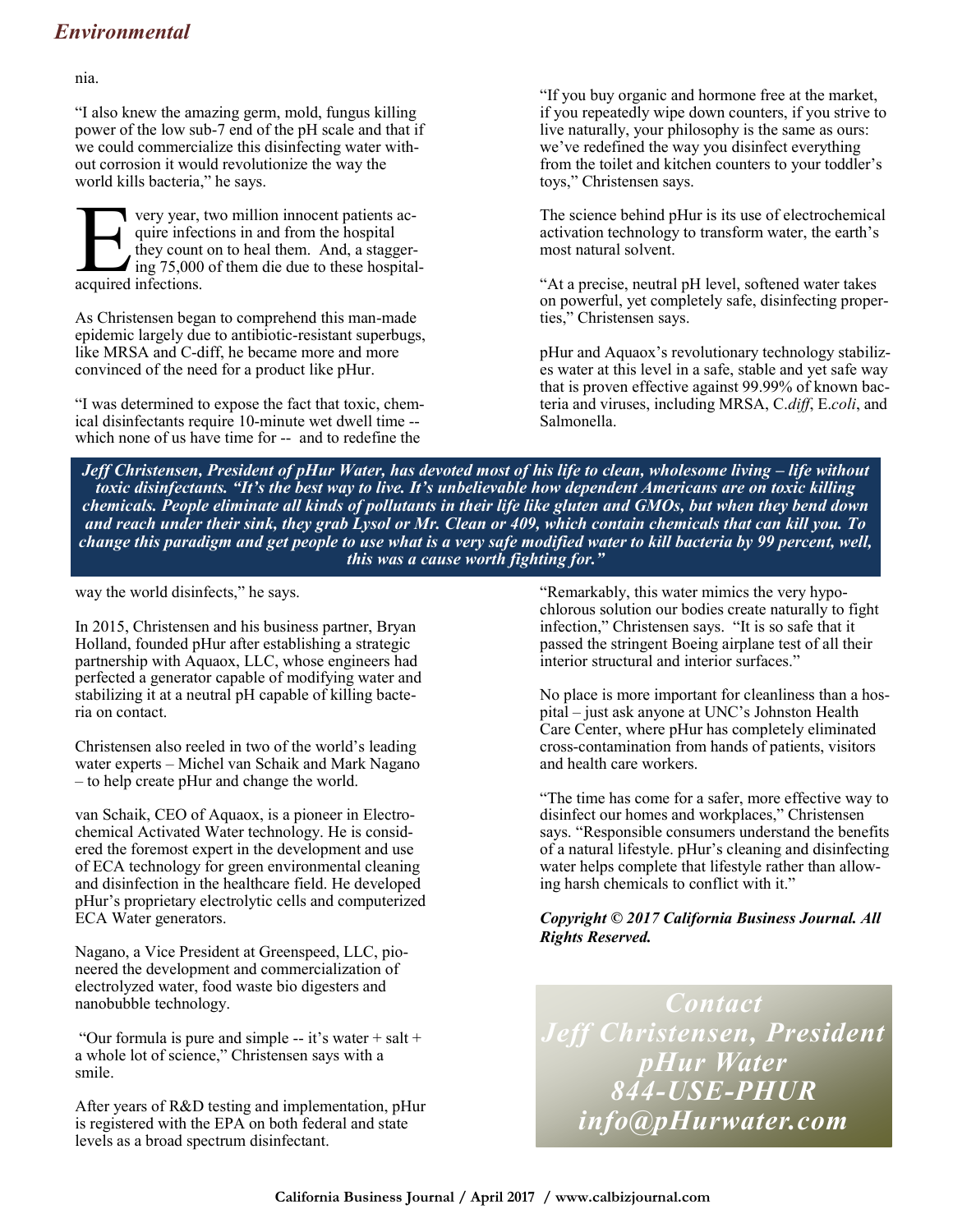nia.

"I also knew the amazing germ, mold, fungus killing power of the low sub-7 end of the pH scale and that if we could commercialize this disinfecting water without corrosion it would revolutionize the way the world kills bacteria," he says.

Every year, two million innocent patients acquire infections in and from the hospital they count on to heal them. And, a staggering 75,000 of them die due to these hospital-acquired infections.

As Christensen began to comprehend this man-made epidemic largely due to antibiotic-resistant superbugs, like MRSA and C-diff, he became more and more convinced of the need for a product like pHur.

"I was determined to expose the fact that toxic, chemical disinfectants require 10-minute wet dwell time -- which none of us have time for -- and to redefine the way the world disinfects," he says.

In 2015, Christensen and his business partner, Bryan Holland, founded pHur after establishing a strategic partnership with Aquaox, LLC, whose engineers had perfected a generator capable of modifying water and stabilizing it at a neutral pH capable of killing bacteria on contact.

Christensen also reeled in two of the world's leading water experts – Michel van Schaik and Mark Nagano – to help create pHur and change the world.

van Schaik, CEO of Aquaox, is a pioneer in Electrochemical Activated Water technology. He is considered the foremost expert in the development and use of ECA technology for green environmental cleaning and disinfection in the healthcare field. He developed pHur's proprietary electrolytic cells and computerized ECA Water generators.

Nagano, a Vice President at Greenspeed, LLC, pioneered the development and commercialization of electrolyzed water, food waste bio digesters and nanobubble technology.

"Our formula is pure and simple -- it's water + salt + a whole lot of science," Christensen says with a smile.

After years of R&D testing and implementation, pHur is registered with the EPA on both federal and state levels as a broad spectrum disinfectant.

"If you buy organic and hormone free at the market, if you repeatedly wipe down counters, if you strive to live naturally, your philosophy is the same as ours: we've redefined the way you disinfect everything from the toilet and kitchen counters to your toddler's toys," Christensen says.

The science behind pHur is its use of electrochemical activation technology to transform water, the earth's most natural solvent.

"At a precise, neutral pH level, softened water takes on powerful, yet completely safe, disinfecting properties," Christensen says.

pHur and Aquaox's revolutionary technology stabilizes water at this level in a safe, stable and yet safe way that is proven effective against 99.99% of known bacteria and viruses, including MRSA, C.*diff*, E.*coli*, and Salmonella.

***Jeff Christensen, President of pHur Water, has devoted most of his life to clean, wholesome living – life without toxic disinfectants. "It's the best way to live. It's unbelievable how dependent Americans are on toxic killing chemicals. People eliminate all kinds of pollutants in their life like gluten and GMOs, but when they bend down and reach under their sink, they grab Lysol or Mr. Clean or 409, which contain chemicals that can kill you. To change this paradigm and get people to use what is a very safe modified water to kill bacteria by 99 percent, well, this was a cause worth fighting for."***

"Remarkably, this water mimics the very hypochlorous solution our bodies create naturally to fight infection," Christensen says. "It is so safe that it passed the stringent Boeing airplane test of all their interior structural and interior surfaces."

No place is more important for cleanliness than a hospital – just ask anyone at UNC's Johnston Health Care Center, where pHur has completely eliminated cross-contamination from hands of patients, visitors and health care workers.

"The time has come for a safer, more effective way to disinfect our homes and workplaces," Christensen says. "Responsible consumers understand the benefits of a natural lifestyle. pHur's cleaning and disinfecting water helps complete that lifestyle rather than allowing harsh chemicals to conflict with it."

***Copyright © 2017 California Business Journal. All Rights Reserved.***

***Contact***
***Jeff Christensen, President***
***pHur Water***
***844-USE-PHUR***
***info@pHurwater.com***